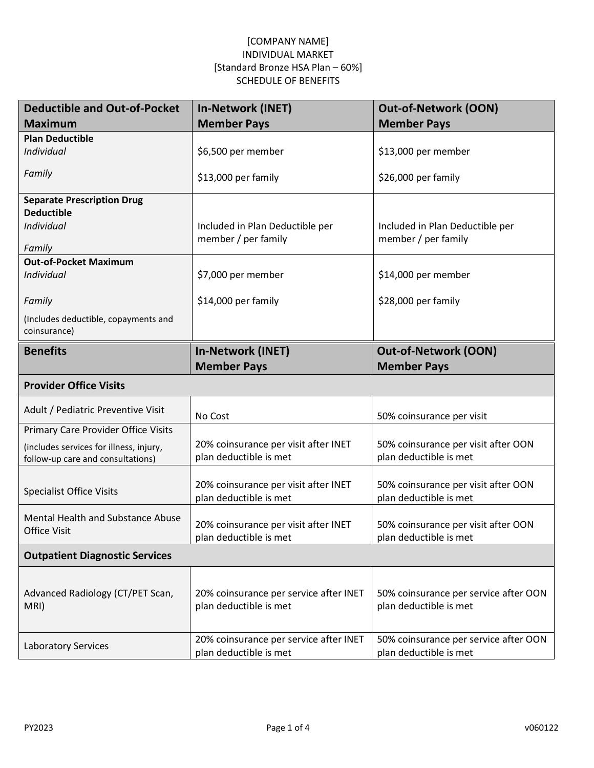[COMPANY NAME]
INDIVIDUAL MARKET
[Standard Bronze HSA Plan – 60%]
SCHEDULE OF BENEFITS

| Deductible and Out-of-Pocket Maximum | In-Network (INET) Member Pays | Out-of-Network (OON) Member Pays |
|---|---|---|
| **Plan Deductible** | | |
| *Individual* | $6,500 per member | $13,000 per member |
| *Family* | $13,000 per family | $26,000 per family |
| **Separate Prescription Drug Deductible** *Individual* *Family* | Included in Plan Deductible per member / per family | Included in Plan Deductible per member / per family |
| **Out-of-Pocket Maximum** | | |
| *Individual* | $7,000 per member | $14,000 per member |
| *Family* | $14,000 per family | $28,000 per family |
| (Includes deductible, copayments and coinsurance) | | |

| Benefits | In-Network (INET) Member Pays | Out-of-Network (OON) Member Pays |
|---|---|---|
| **Provider Office Visits** | | |
| Adult / Pediatric Preventive Visit | No Cost | 50% coinsurance per visit |
| Primary Care Provider Office Visits (includes services for illness, injury, follow-up care and consultations) | 20% coinsurance per visit after INET plan deductible is met | 50% coinsurance per visit after OON plan deductible is met |
| Specialist Office Visits | 20% coinsurance per visit after INET plan deductible is met | 50% coinsurance per visit after OON plan deductible is met |
| Mental Health and Substance Abuse Office Visit | 20% coinsurance per visit after INET plan deductible is met | 50% coinsurance per visit after OON plan deductible is met |
| **Outpatient Diagnostic Services** | | |
| Advanced Radiology (CT/PET Scan, MRI) | 20% coinsurance per service after INET plan deductible is met | 50% coinsurance per service after OON plan deductible is met |
| Laboratory Services | 20% coinsurance per service after INET plan deductible is met | 50% coinsurance per service after OON plan deductible is met |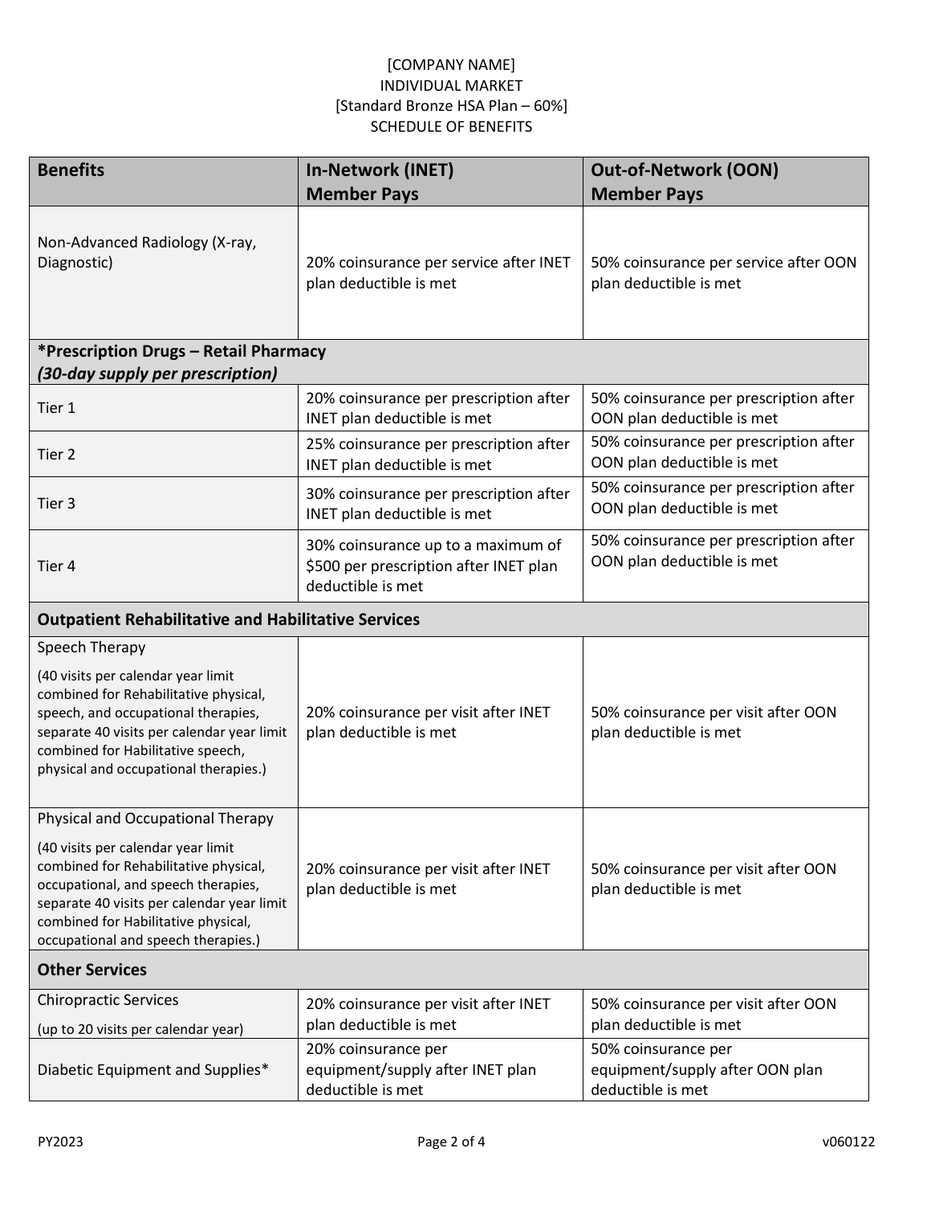[COMPANY NAME]
INDIVIDUAL MARKET
[Standard Bronze HSA Plan – 60%]
SCHEDULE OF BENEFITS

| Benefits | In-Network (INET) Member Pays | Out-of-Network (OON) Member Pays |
|---|---|---|
| Non-Advanced Radiology (X-ray, Diagnostic) | 20% coinsurance per service after INET plan deductible is met | 50% coinsurance per service after OON plan deductible is met |
| ***Prescription Drugs – Retail Pharmacy** ***(30-day supply per prescription)*** | | |
| Tier 1 | 20% coinsurance per prescription after INET plan deductible is met | 50% coinsurance per prescription after OON plan deductible is met |
| Tier 2 | 25% coinsurance per prescription after INET plan deductible is met | 50% coinsurance per prescription after OON plan deductible is met |
| Tier 3 | 30% coinsurance per prescription after INET plan deductible is met | 50% coinsurance per prescription after OON plan deductible is met |
| Tier 4 | 30% coinsurance up to a maximum of $500 per prescription after INET plan deductible is met | 50% coinsurance per prescription after OON plan deductible is met |
| **Outpatient Rehabilitative and Habilitative Services** | | |
| Speech Therapy (40 visits per calendar year limit combined for Rehabilitative physical, speech, and occupational therapies, separate 40 visits per calendar year limit combined for Habilitative speech, physical and occupational therapies.) | 20% coinsurance per visit after INET plan deductible is met | 50% coinsurance per visit after OON plan deductible is met |
| Physical and Occupational Therapy (40 visits per calendar year limit combined for Rehabilitative physical, occupational, and speech therapies, separate 40 visits per calendar year limit combined for Habilitative physical, occupational and speech therapies.) | 20% coinsurance per visit after INET plan deductible is met | 50% coinsurance per visit after OON plan deductible is met |
| **Other Services** | | |
| Chiropractic Services (up to 20 visits per calendar year) | 20% coinsurance per visit after INET plan deductible is met | 50% coinsurance per visit after OON plan deductible is met |
| Diabetic Equipment and Supplies* | 20% coinsurance per equipment/supply after INET plan deductible is met | 50% coinsurance per equipment/supply after OON plan deductible is met |

PY2023 v060122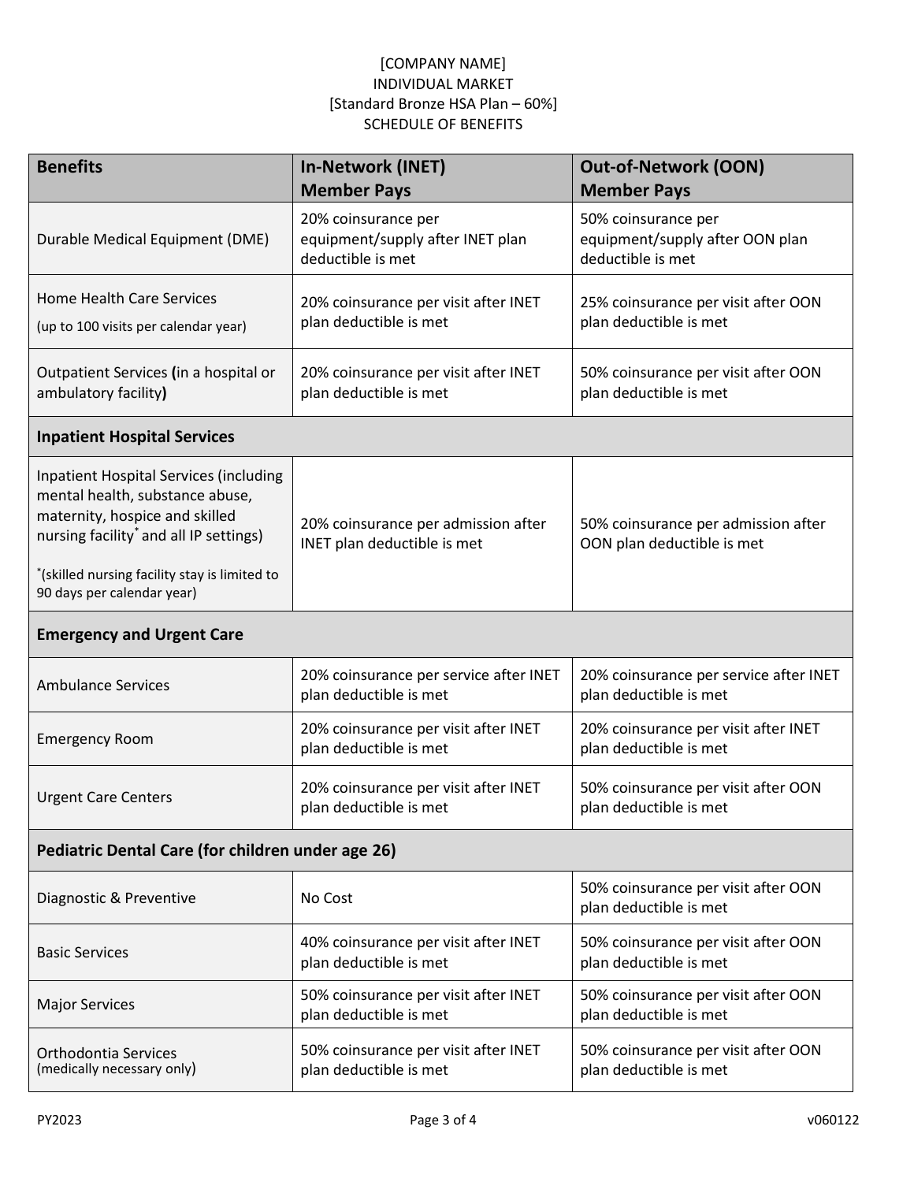[COMPANY NAME]
INDIVIDUAL MARKET
[Standard Bronze HSA Plan – 60%]
SCHEDULE OF BENEFITS

| Benefits | In-Network (INET) Member Pays | Out-of-Network (OON) Member Pays |
|---|---|---|
| Durable Medical Equipment (DME) | 20% coinsurance per equipment/supply after INET plan deductible is met | 50% coinsurance per equipment/supply after OON plan deductible is met |
| Home Health Care Services (up to 100 visits per calendar year) | 20% coinsurance per visit after INET plan deductible is met | 25% coinsurance per visit after OON plan deductible is met |
| Outpatient Services **(**in a hospital or ambulatory facility**)** | 20% coinsurance per visit after INET plan deductible is met | 50% coinsurance per visit after OON plan deductible is met |
| **Inpatient Hospital Services** | | |
| Inpatient Hospital Services (including mental health, substance abuse, maternity, hospice and skilled nursing facility* and all IP settings) *(skilled nursing facility stay is limited to 90 days per calendar year) | 20% coinsurance per admission after INET plan deductible is met | 50% coinsurance per admission after OON plan deductible is met |
| **Emergency and Urgent Care** | | |
| Ambulance Services | 20% coinsurance per service after INET plan deductible is met | 20% coinsurance per service after INET plan deductible is met |
| Emergency Room | 20% coinsurance per visit after INET plan deductible is met | 20% coinsurance per visit after INET plan deductible is met |
| Urgent Care Centers | 20% coinsurance per visit after INET plan deductible is met | 50% coinsurance per visit after OON plan deductible is met |
| **Pediatric Dental Care (for children under age 26)** | | |
| Diagnostic & Preventive | No Cost | 50% coinsurance per visit after OON plan deductible is met |
| Basic Services | 40% coinsurance per visit after INET plan deductible is met | 50% coinsurance per visit after OON plan deductible is met |
| Major Services | 50% coinsurance per visit after INET plan deductible is met | 50% coinsurance per visit after OON plan deductible is met |
| Orthodontia Services (medically necessary only) | 50% coinsurance per visit after INET plan deductible is met | 50% coinsurance per visit after OON plan deductible is met |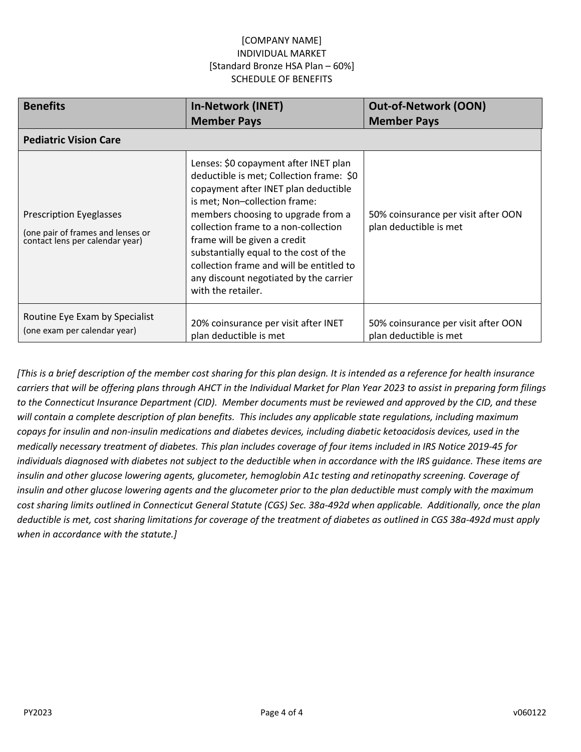[COMPANY NAME]
INDIVIDUAL MARKET
[Standard Bronze HSA Plan – 60%]
SCHEDULE OF BENEFITS

| Benefits | In-Network (INET) Member Pays | Out-of-Network (OON) Member Pays |
|---|---|---|
| **Pediatric Vision Care** | | |
| Prescription Eyeglasses (one pair of frames and lenses or contact lens per calendar year) | Lenses: $0 copayment after INET plan deductible is met; Collection frame: $0 copayment after INET plan deductible is met; Non–collection frame: members choosing to upgrade from a collection frame to a non-collection frame will be given a credit substantially equal to the cost of the collection frame and will be entitled to any discount negotiated by the carrier with the retailer. | 50% coinsurance per visit after OON plan deductible is met |
| Routine Eye Exam by Specialist (one exam per calendar year) | 20% coinsurance per visit after INET plan deductible is met | 50% coinsurance per visit after OON plan deductible is met |

*[This is a brief description of the member cost sharing for this plan design. It is intended as a reference for health insurance carriers that will be offering plans through AHCT in the Individual Market for Plan Year 2023 to assist in preparing form filings to the Connecticut Insurance Department (CID). Member documents must be reviewed and approved by the CID, and these will contain a complete description of plan benefits. This includes any applicable state regulations, including maximum copays for insulin and non-insulin medications and diabetes devices, including diabetic ketoacidosis devices, used in the medically necessary treatment of diabetes. This plan includes coverage of four items included in IRS Notice 2019-45 for individuals diagnosed with diabetes not subject to the deductible when in accordance with the IRS guidance. These items are insulin and other glucose lowering agents, glucometer, hemoglobin A1c testing and retinopathy screening. Coverage of insulin and other glucose lowering agents and the glucometer prior to the plan deductible must comply with the maximum cost sharing limits outlined in Connecticut General Statute (CGS) Sec. 38a-492d when applicable. Additionally, once the plan deductible is met, cost sharing limitations for coverage of the treatment of diabetes as outlined in CGS 38a-492d must apply when in accordance with the statute.]*